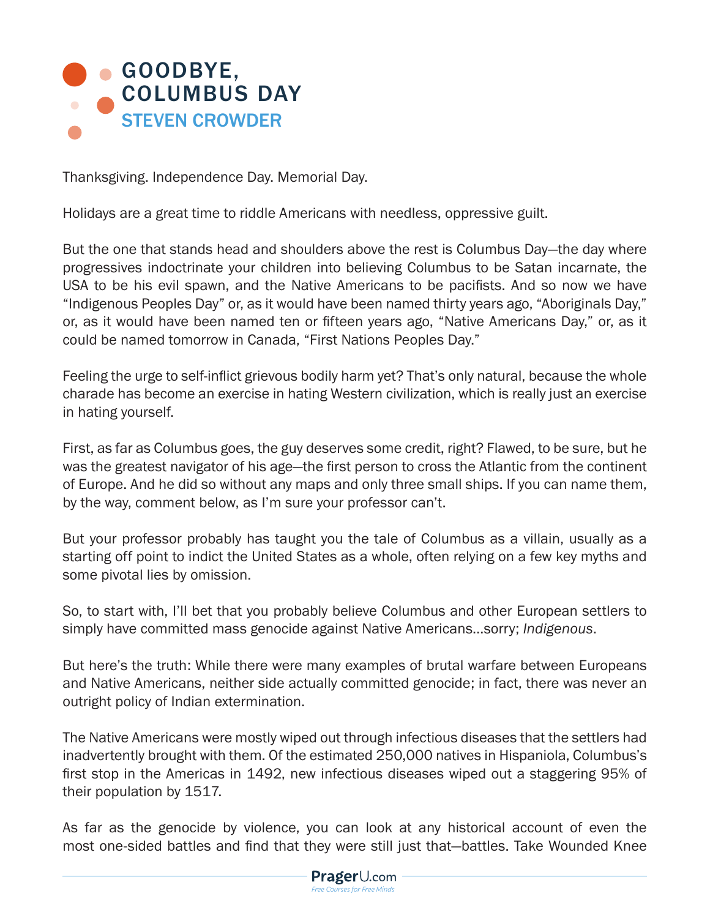# GOODBYE, COLUMBUS DAY

## STEVEN CROWDER

Thanksgiving. Independence Day. Memorial Day.

Holidays are a great time to riddle Americans with needless, oppressive guilt.

But the one that stands head and shoulders above the rest is Columbus Day—the day where progressives indoctrinate your children into believing Columbus to be Satan incarnate, the USA to be his evil spawn, and the Native Americans to be pacifists. And so now we have "Indigenous Peoples Day" or, as it would have been named thirty years ago, "Aboriginals Day," or, as it would have been named ten or fifteen years ago, "Native Americans Day," or, as it could be named tomorrow in Canada, "First Nations Peoples Day."

Feeling the urge to self-inflict grievous bodily harm yet? That's only natural, because the whole charade has become an exercise in hating Western civilization, which is really just an exercise in hating yourself.

First, as far as Columbus goes, the guy deserves some credit, right? Flawed, to be sure, but he was the greatest navigator of his age—the first person to cross the Atlantic from the continent of Europe. And he did so without any maps and only three small ships. If you can name them, by the way, comment below, as I'm sure your professor can't.

But your professor probably has taught you the tale of Columbus as a villain, usually as a starting off point to indict the United States as a whole, often relying on a few key myths and some pivotal lies by omission.

So, to start with, I'll bet that you probably believe Columbus and other European settlers to simply have committed mass genocide against Native Americans...sorry; *Indigenous*.

But here's the truth: While there were many examples of brutal warfare between Europeans and Native Americans, neither side actually committed genocide; in fact, there was never an outright policy of Indian extermination.

The Native Americans were mostly wiped out through infectious diseases that the settlers had inadvertently brought with them. Of the estimated 250,000 natives in Hispaniola, Columbus's first stop in the Americas in 1492, new infectious diseases wiped out a staggering 95% of their population by 1517.

As far as the genocide by violence, you can look at any historical account of even the most one-sided battles and find that they were still just that—battles. Take Wounded Knee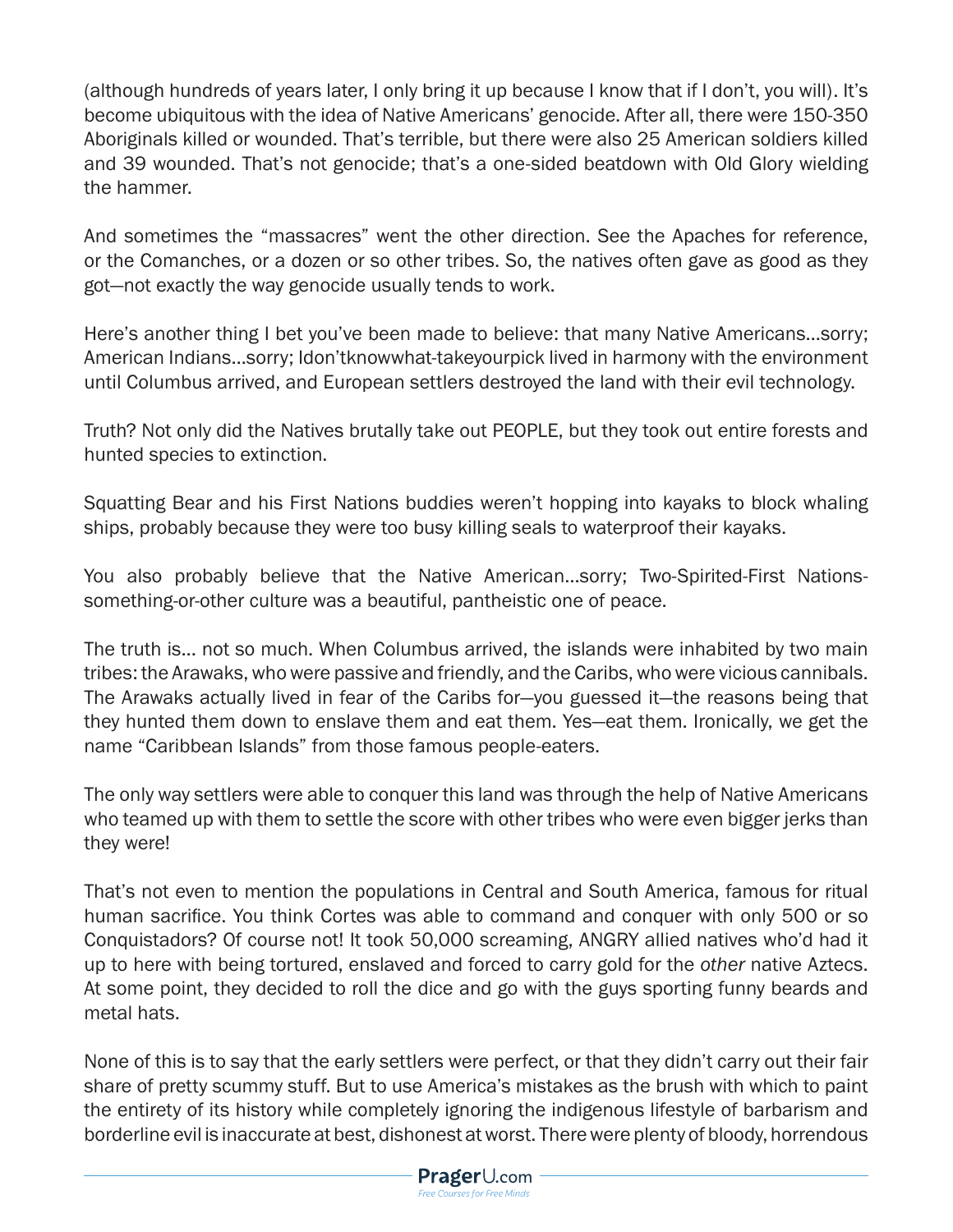(although hundreds of years later, I only bring it up because I know that if I don't, you will). It's become ubiquitous with the idea of Native Americans' genocide. After all, there were 150-350 Aboriginals killed or wounded. That's terrible, but there were also 25 American soldiers killed and 39 wounded. That's not genocide; that's a one-sided beatdown with Old Glory wielding the hammer.

And sometimes the "massacres" went the other direction. See the Apaches for reference, or the Comanches, or a dozen or so other tribes. So, the natives often gave as good as they got—not exactly the way genocide usually tends to work.

Here's another thing I bet you've been made to believe: that many Native Americans...sorry; American Indians...sorry; Idon'tknowwhat-takeyourpick lived in harmony with the environment until Columbus arrived, and European settlers destroyed the land with their evil technology.

Truth? Not only did the Natives brutally take out PEOPLE, but they took out entire forests and hunted species to extinction.

Squatting Bear and his First Nations buddies weren't hopping into kayaks to block whaling ships, probably because they were too busy killing seals to waterproof their kayaks.

You also probably believe that the Native American...sorry; Two-Spirited-First Nations-something-or-other culture was a beautiful, pantheistic one of peace.

The truth is... not so much. When Columbus arrived, the islands were inhabited by two main tribes: the Arawaks, who were passive and friendly, and the Caribs, who were vicious cannibals. The Arawaks actually lived in fear of the Caribs for—you guessed it—the reasons being that they hunted them down to enslave them and eat them. Yes—eat them. Ironically, we get the name "Caribbean Islands" from those famous people-eaters.

The only way settlers were able to conquer this land was through the help of Native Americans who teamed up with them to settle the score with other tribes who were even bigger jerks than they were!

That's not even to mention the populations in Central and South America, famous for ritual human sacrifice. You think Cortes was able to command and conquer with only 500 or so Conquistadors? Of course not! It took 50,000 screaming, ANGRY allied natives who'd had it up to here with being tortured, enslaved and forced to carry gold for the *other* native Aztecs. At some point, they decided to roll the dice and go with the guys sporting funny beards and metal hats.

None of this is to say that the early settlers were perfect, or that they didn't carry out their fair share of pretty scummy stuff. But to use America's mistakes as the brush with which to paint the entirety of its history while completely ignoring the indigenous lifestyle of barbarism and borderline evil is inaccurate at best, dishonest at worst. There were plenty of bloody, horrendous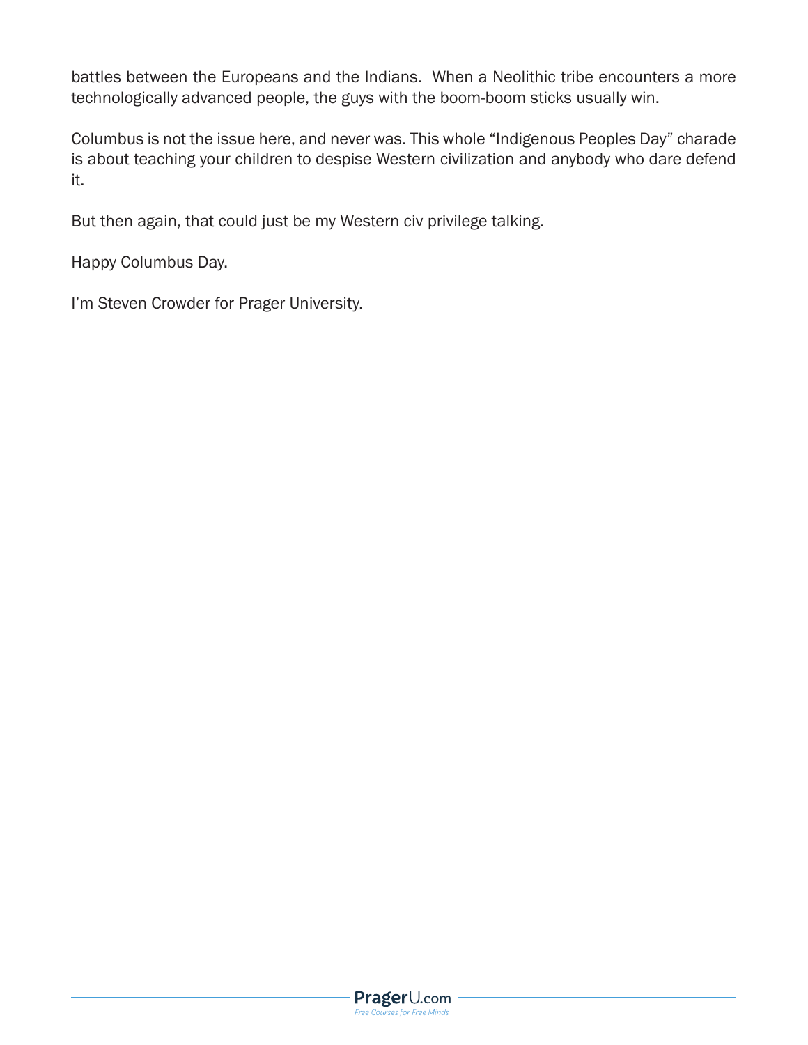battles between the Europeans and the Indians.  When a Neolithic tribe encounters a more technologically advanced people, the guys with the boom-boom sticks usually win.

Columbus is not the issue here, and never was. This whole "Indigenous Peoples Day" charade is about teaching your children to despise Western civilization and anybody who dare defend it.

But then again, that could just be my Western civ privilege talking.

Happy Columbus Day.

I'm Steven Crowder for Prager University.